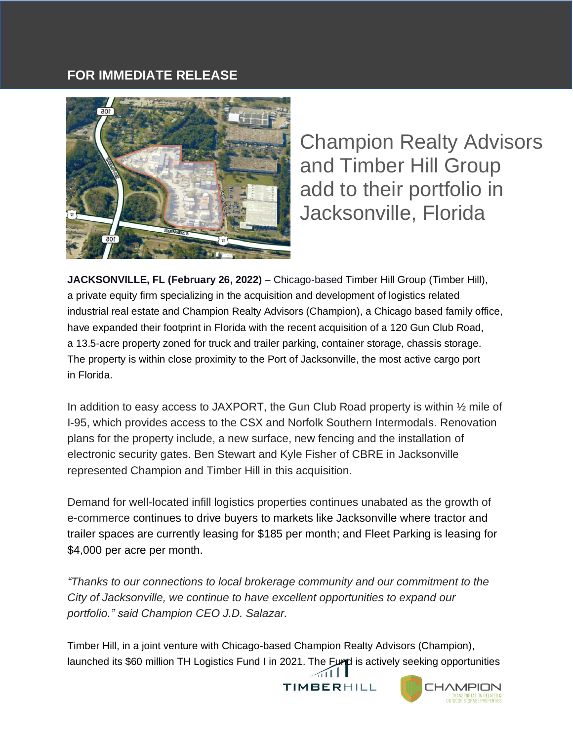**FOR IMMEDIATE RELEASE**

# Champion Realty Advisors and Timber Hill Group add to their portfolio in Jacksonville, Florida

**JACKSONVILLE, FL (February 26, 2022)** – Chicago-based Timber Hill Group (Timber Hill), a private equity firm specializing in the acquisition and development of logistics related industrial real estate and Champion Realty Advisors (Champion), a Chicago based family office, have expanded their footprint in Florida with the recent acquisition of a 120 Gun Club Road, a 13.5-acre property zoned for truck and trailer parking, container storage, chassis storage. The property is within close proximity to the Port of Jacksonville, the most active cargo port in Florida.

In addition to easy access to JAXPORT, the Gun Club Road property is within ½ mile of I-95, which provides access to the CSX and Norfolk Southern Intermodals. Renovation plans for the property include, a new surface, new fencing and the installation of electronic security gates. Ben Stewart and Kyle Fisher of CBRE in Jacksonville represented Champion and Timber Hill in this acquisition.

Demand for well-located infill logistics properties continues unabated as the growth of e-commerce continues to drive buyers to markets like Jacksonville where tractor and trailer spaces are currently leasing for $185 per month; and Fleet Parking is leasing for $4,000 per acre per month.

*"Thanks to our connections to local brokerage community and our commitment to the City of Jacksonville, we continue to have excellent opportunities to expand our portfolio." said Champion CEO J.D. Salazar.*

Timber Hill, in a joint venture with Chicago-based Champion Realty Advisors (Champion), launched its $60 million TH Logistics Fund I in 2021. The Fund is actively seeking opportunities

TIMBERHILL

CHAMPION TRANSPORTATION RELATED & OUTDOOR STORAGE PROPERTIES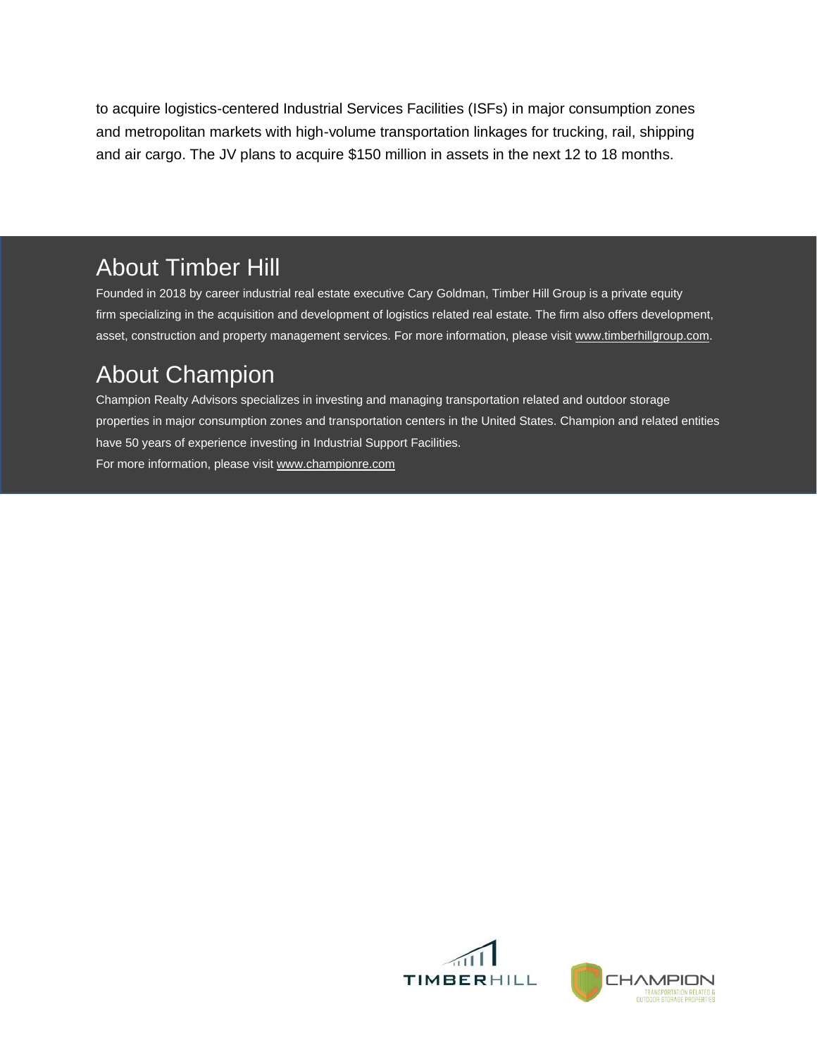to acquire logistics-centered Industrial Services Facilities (ISFs) in major consumption zones and metropolitan markets with high-volume transportation linkages for trucking, rail, shipping and air cargo. The JV plans to acquire $150 million in assets in the next 12 to 18 months.

## About Timber Hill

Founded in 2018 by career industrial real estate executive Cary Goldman, Timber Hill Group is a private equity firm specializing in the acquisition and development of logistics related real estate. The firm also offers development, asset, construction and property management services. For more information, please visit www.timberhillgroup.com.

## About Champion

Champion Realty Advisors specializes in investing and managing transportation related and outdoor storage properties in major consumption zones and transportation centers in the United States. Champion and related entities have 50 years of experience investing in Industrial Support Facilities.

For more information, please visit www.championre.com

TIMBERHILL

CHAMPION
TRANSPORTATION RELATED & OUTDOOR STORAGE PROPERTIES